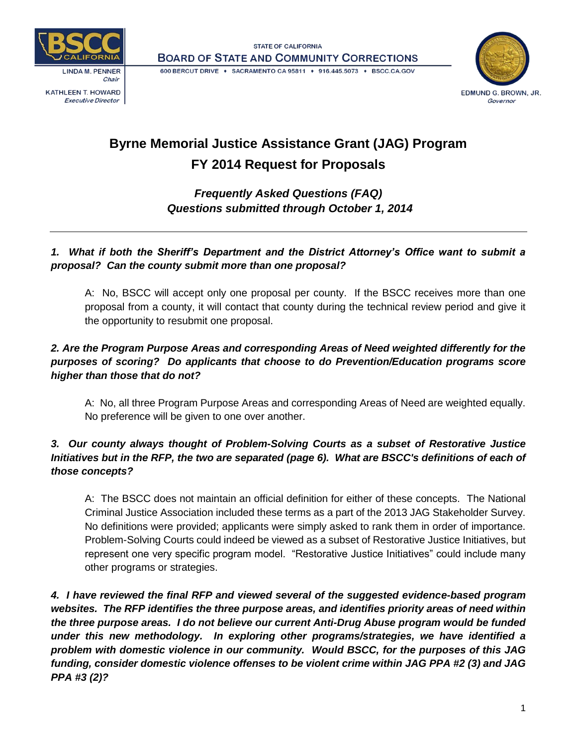STATE OF CALIFORNIA

BOARD OF STATE AND COMMUNITY CORRECTIONS

600 BERCUT DRIVE • SACRAMENTO CA 95811 • 916.445.5073 • BSCC.CA.GOV

LINDA M. PENNER
*Chair*

KATHLEEN T. HOWARD
*Executive Director*

EDMUND G. BROWN, JR.
*Governor*

# Byrne Memorial Justice Assistance Grant (JAG) Program
# FY 2014 Request for Proposals

***Frequently Asked Questions (FAQ)***
***Questions submitted through October 1, 2014***

---

***1. What if both the Sheriff's Department and the District Attorney's Office want to submit a proposal? Can the county submit more than one proposal?***

A: No, BSCC will accept only one proposal per county. If the BSCC receives more than one proposal from a county, it will contact that county during the technical review period and give it the opportunity to resubmit one proposal.

***2. Are the Program Purpose Areas and corresponding Areas of Need weighted differently for the purposes of scoring? Do applicants that choose to do Prevention/Education programs score higher than those that do not?***

A: No, all three Program Purpose Areas and corresponding Areas of Need are weighted equally. No preference will be given to one over another.

***3. Our county always thought of Problem-Solving Courts as a subset of Restorative Justice Initiatives but in the RFP, the two are separated (page 6). What are BSCC's definitions of each of those concepts?***

A: The BSCC does not maintain an official definition for either of these concepts. The National Criminal Justice Association included these terms as a part of the 2013 JAG Stakeholder Survey. No definitions were provided; applicants were simply asked to rank them in order of importance. Problem-Solving Courts could indeed be viewed as a subset of Restorative Justice Initiatives, but represent one very specific program model. "Restorative Justice Initiatives" could include many other programs or strategies.

***4. I have reviewed the final RFP and viewed several of the suggested evidence-based program websites. The RFP identifies the three purpose areas, and identifies priority areas of need within the three purpose areas. I do not believe our current Anti-Drug Abuse program would be funded under this new methodology. In exploring other programs/strategies, we have identified a problem with domestic violence in our community. Would BSCC, for the purposes of this JAG funding, consider domestic violence offenses to be violent crime within JAG PPA #2 (3) and JAG PPA #3 (2)?***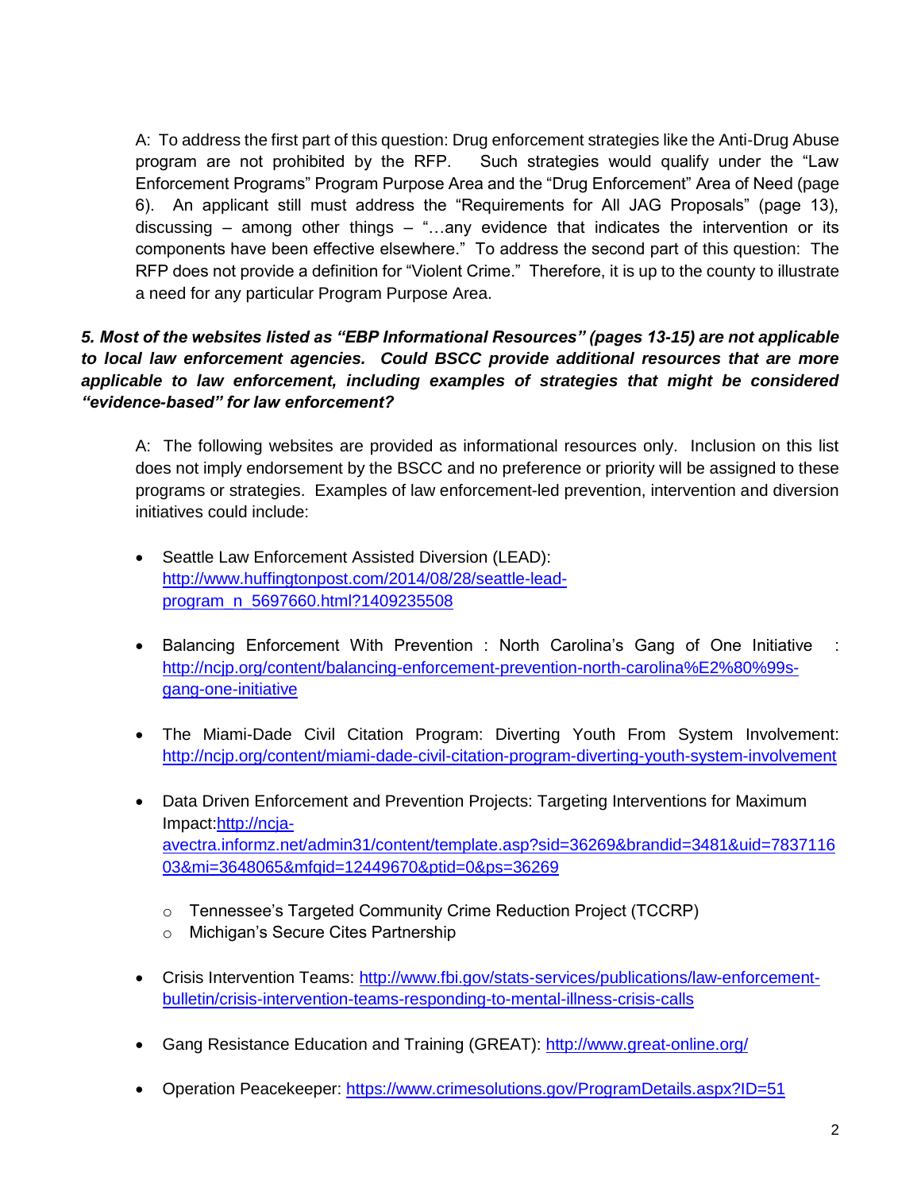A: To address the first part of this question: Drug enforcement strategies like the Anti-Drug Abuse program are not prohibited by the RFP. Such strategies would qualify under the "Law Enforcement Programs" Program Purpose Area and the "Drug Enforcement" Area of Need (page 6). An applicant still must address the "Requirements for All JAG Proposals" (page 13), discussing – among other things – "…any evidence that indicates the intervention or its components have been effective elsewhere." To address the second part of this question: The RFP does not provide a definition for "Violent Crime." Therefore, it is up to the county to illustrate a need for any particular Program Purpose Area.

***5. Most of the websites listed as "EBP Informational Resources" (pages 13-15) are not applicable to local law enforcement agencies. Could BSCC provide additional resources that are more applicable to law enforcement, including examples of strategies that might be considered "evidence-based" for law enforcement?***

A: The following websites are provided as informational resources only. Inclusion on this list does not imply endorsement by the BSCC and no preference or priority will be assigned to these programs or strategies. Examples of law enforcement-led prevention, intervention and diversion initiatives could include:

- Seattle Law Enforcement Assisted Diversion (LEAD): [http://www.huffingtonpost.com/2014/08/28/seattle-lead-program_n_5697660.html?1409235508](http://www.huffingtonpost.com/2014/08/28/seattle-lead-program_n_5697660.html?1409235508)
- Balancing Enforcement With Prevention : North Carolina's Gang of One Initiative : [http://ncjp.org/content/balancing-enforcement-prevention-north-carolina%E2%80%99s-gang-one-initiative](http://ncjp.org/content/balancing-enforcement-prevention-north-carolina%E2%80%99s-gang-one-initiative)
- The Miami-Dade Civil Citation Program: Diverting Youth From System Involvement: [http://ncjp.org/content/miami-dade-civil-citation-program-diverting-youth-system-involvement](http://ncjp.org/content/miami-dade-civil-citation-program-diverting-youth-system-involvement)
- Data Driven Enforcement and Prevention Projects: Targeting Interventions for Maximum Impact:[http://ncja-avectra.informz.net/admin31/content/template.asp?sid=36269&brandid=3481&uid=783711603&mi=3648065&mfqid=12449670&ptid=0&ps=36269](http://ncja-avectra.informz.net/admin31/content/template.asp?sid=36269&brandid=3481&uid=783711603&mi=3648065&mfqid=12449670&ptid=0&ps=36269)
    - Tennessee's Targeted Community Crime Reduction Project (TCCRP)
    - Michigan's Secure Cites Partnership
- Crisis Intervention Teams: [http://www.fbi.gov/stats-services/publications/law-enforcement-bulletin/crisis-intervention-teams-responding-to-mental-illness-crisis-calls](http://www.fbi.gov/stats-services/publications/law-enforcement-bulletin/crisis-intervention-teams-responding-to-mental-illness-crisis-calls)
- Gang Resistance Education and Training (GREAT): [http://www.great-online.org/](http://www.great-online.org/)
- Operation Peacekeeper: [https://www.crimesolutions.gov/ProgramDetails.aspx?ID=51](https://www.crimesolutions.gov/ProgramDetails.aspx?ID=51)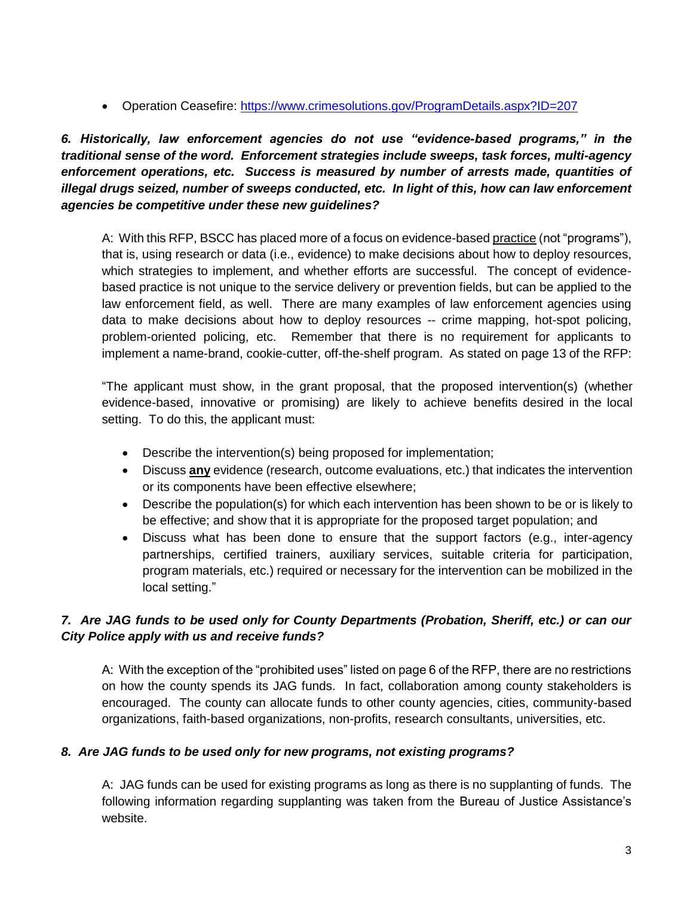- Operation Ceasefire: https://www.crimesolutions.gov/ProgramDetails.aspx?ID=207

***6. Historically, law enforcement agencies do not use "evidence-based programs," in the traditional sense of the word. Enforcement strategies include sweeps, task forces, multi-agency enforcement operations, etc. Success is measured by number of arrests made, quantities of illegal drugs seized, number of sweeps conducted, etc. In light of this, how can law enforcement agencies be competitive under these new guidelines?***

A: With this RFP, BSCC has placed more of a focus on evidence-based <u>practice</u> (not "programs"), that is, using research or data (i.e., evidence) to make decisions about how to deploy resources, which strategies to implement, and whether efforts are successful. The concept of evidence-based practice is not unique to the service delivery or prevention fields, but can be applied to the law enforcement field, as well. There are many examples of law enforcement agencies using data to make decisions about how to deploy resources -- crime mapping, hot-spot policing, problem-oriented policing, etc. Remember that there is no requirement for applicants to implement a name-brand, cookie-cutter, off-the-shelf program. As stated on page 13 of the RFP:

"The applicant must show, in the grant proposal, that the proposed intervention(s) (whether evidence-based, innovative or promising) are likely to achieve benefits desired in the local setting. To do this, the applicant must:

- Describe the intervention(s) being proposed for implementation;
- Discuss **<u>any</u>** evidence (research, outcome evaluations, etc.) that indicates the intervention or its components have been effective elsewhere;
- Describe the population(s) for which each intervention has been shown to be or is likely to be effective; and show that it is appropriate for the proposed target population; and
- Discuss what has been done to ensure that the support factors (e.g., inter-agency partnerships, certified trainers, auxiliary services, suitable criteria for participation, program materials, etc.) required or necessary for the intervention can be mobilized in the local setting."

***7. Are JAG funds to be used only for County Departments (Probation, Sheriff, etc.) or can our City Police apply with us and receive funds?***

A: With the exception of the "prohibited uses" listed on page 6 of the RFP, there are no restrictions on how the county spends its JAG funds. In fact, collaboration among county stakeholders is encouraged. The county can allocate funds to other county agencies, cities, community-based organizations, faith-based organizations, non-profits, research consultants, universities, etc.

***8. Are JAG funds to be used only for new programs, not existing programs?***

A: JAG funds can be used for existing programs as long as there is no supplanting of funds. The following information regarding supplanting was taken from the Bureau of Justice Assistance's website.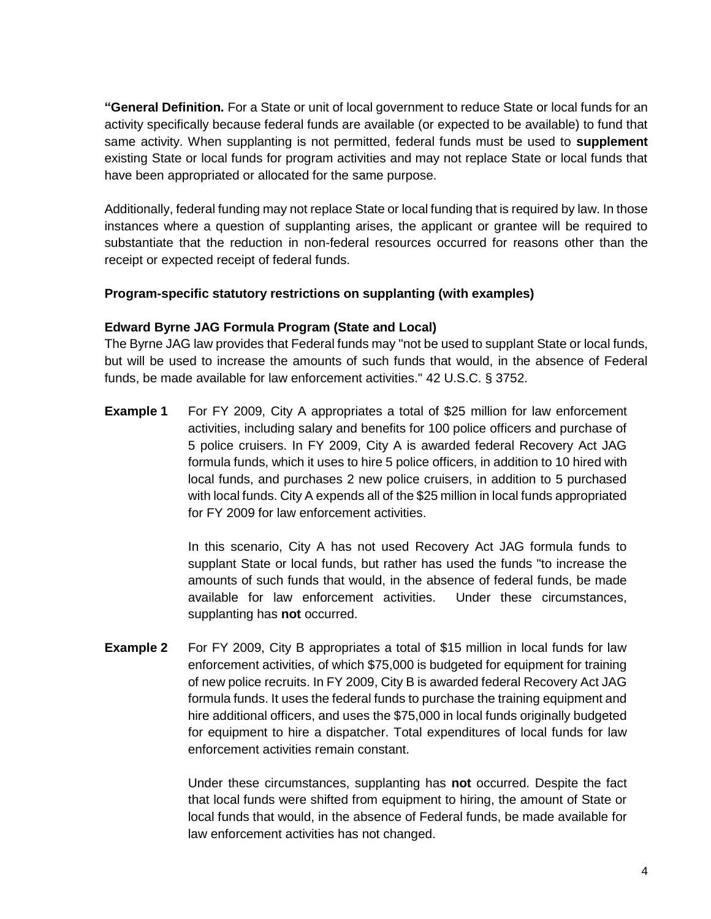**"General Definition.** For a State or unit of local government to reduce State or local funds for an activity specifically because federal funds are available (or expected to be available) to fund that same activity. When supplanting is not permitted, federal funds must be used to **supplement** existing State or local funds for program activities and may not replace State or local funds that have been appropriated or allocated for the same purpose.

Additionally, federal funding may not replace State or local funding that is required by law. In those instances where a question of supplanting arises, the applicant or grantee will be required to substantiate that the reduction in non-federal resources occurred for reasons other than the receipt or expected receipt of federal funds.

**Program-specific statutory restrictions on supplanting (with examples)**

**Edward Byrne JAG Formula Program (State and Local)**

The Byrne JAG law provides that Federal funds may "not be used to supplant State or local funds, but will be used to increase the amounts of such funds that would, in the absence of Federal funds, be made available for law enforcement activities." 42 U.S.C. § 3752.

**Example 1** For FY 2009, City A appropriates a total of $25 million for law enforcement activities, including salary and benefits for 100 police officers and purchase of 5 police cruisers. In FY 2009, City A is awarded federal Recovery Act JAG formula funds, which it uses to hire 5 police officers, in addition to 10 hired with local funds, and purchases 2 new police cruisers, in addition to 5 purchased with local funds. City A expends all of the $25 million in local funds appropriated for FY 2009 for law enforcement activities.

In this scenario, City A has not used Recovery Act JAG formula funds to supplant State or local funds, but rather has used the funds "to increase the amounts of such funds that would, in the absence of federal funds, be made available for law enforcement activities. Under these circumstances, supplanting has **not** occurred.

**Example 2** For FY 2009, City B appropriates a total of $15 million in local funds for law enforcement activities, of which $75,000 is budgeted for equipment for training of new police recruits. In FY 2009, City B is awarded federal Recovery Act JAG formula funds. It uses the federal funds to purchase the training equipment and hire additional officers, and uses the $75,000 in local funds originally budgeted for equipment to hire a dispatcher. Total expenditures of local funds for law enforcement activities remain constant.

Under these circumstances, supplanting has **not** occurred. Despite the fact that local funds were shifted from equipment to hiring, the amount of State or local funds that would, in the absence of Federal funds, be made available for law enforcement activities has not changed.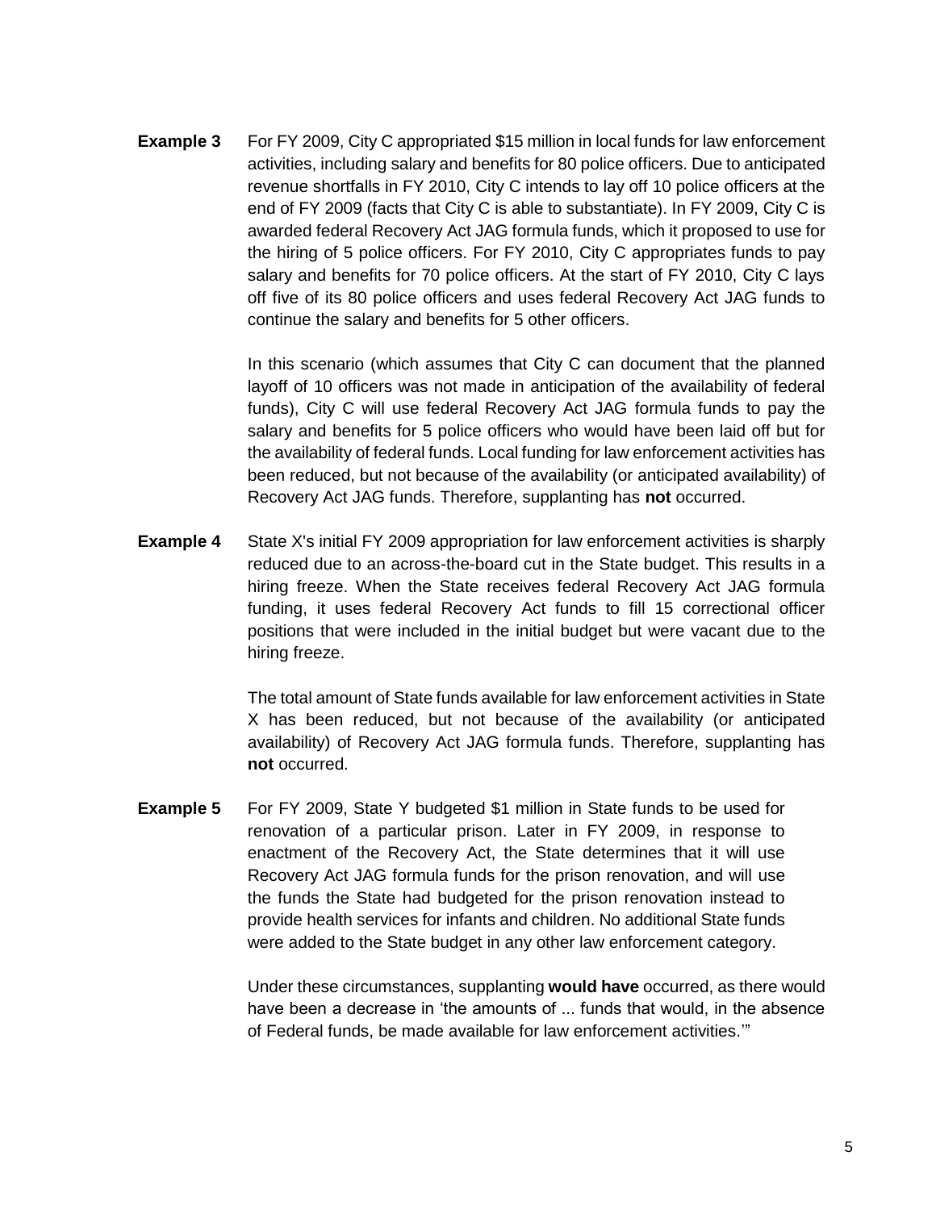**Example 3** For FY 2009, City C appropriated $15 million in local funds for law enforcement activities, including salary and benefits for 80 police officers. Due to anticipated revenue shortfalls in FY 2010, City C intends to lay off 10 police officers at the end of FY 2009 (facts that City C is able to substantiate). In FY 2009, City C is awarded federal Recovery Act JAG formula funds, which it proposed to use for the hiring of 5 police officers. For FY 2010, City C appropriates funds to pay salary and benefits for 70 police officers. At the start of FY 2010, City C lays off five of its 80 police officers and uses federal Recovery Act JAG funds to continue the salary and benefits for 5 other officers.

In this scenario (which assumes that City C can document that the planned layoff of 10 officers was not made in anticipation of the availability of federal funds), City C will use federal Recovery Act JAG formula funds to pay the salary and benefits for 5 police officers who would have been laid off but for the availability of federal funds. Local funding for law enforcement activities has been reduced, but not because of the availability (or anticipated availability) of Recovery Act JAG funds. Therefore, supplanting has **not** occurred.

**Example 4** State X's initial FY 2009 appropriation for law enforcement activities is sharply reduced due to an across-the-board cut in the State budget. This results in a hiring freeze. When the State receives federal Recovery Act JAG formula funding, it uses federal Recovery Act funds to fill 15 correctional officer positions that were included in the initial budget but were vacant due to the hiring freeze.

The total amount of State funds available for law enforcement activities in State X has been reduced, but not because of the availability (or anticipated availability) of Recovery Act JAG formula funds. Therefore, supplanting has **not** occurred.

**Example 5** For FY 2009, State Y budgeted $1 million in State funds to be used for renovation of a particular prison. Later in FY 2009, in response to enactment of the Recovery Act, the State determines that it will use Recovery Act JAG formula funds for the prison renovation, and will use the funds the State had budgeted for the prison renovation instead to provide health services for infants and children. No additional State funds were added to the State budget in any other law enforcement category.

Under these circumstances, supplanting **would have** occurred, as there would have been a decrease in 'the amounts of ... funds that would, in the absence of Federal funds, be made available for law enforcement activities.'"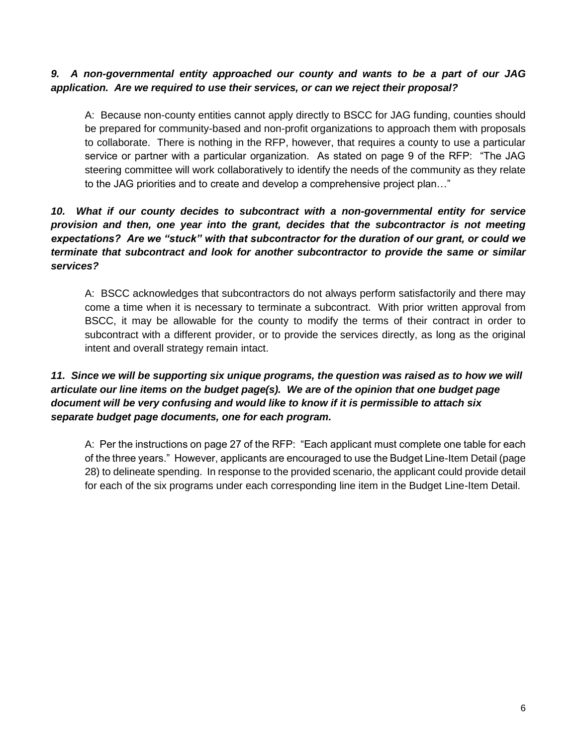***9. A non-governmental entity approached our county and wants to be a part of our JAG application. Are we required to use their services, or can we reject their proposal?***

A: Because non-county entities cannot apply directly to BSCC for JAG funding, counties should be prepared for community-based and non-profit organizations to approach them with proposals to collaborate. There is nothing in the RFP, however, that requires a county to use a particular service or partner with a particular organization. As stated on page 9 of the RFP: "The JAG steering committee will work collaboratively to identify the needs of the community as they relate to the JAG priorities and to create and develop a comprehensive project plan…"

***10. What if our county decides to subcontract with a non-governmental entity for service provision and then, one year into the grant, decides that the subcontractor is not meeting expectations? Are we "stuck" with that subcontractor for the duration of our grant, or could we terminate that subcontract and look for another subcontractor to provide the same or similar services?***

A: BSCC acknowledges that subcontractors do not always perform satisfactorily and there may come a time when it is necessary to terminate a subcontract. With prior written approval from BSCC, it may be allowable for the county to modify the terms of their contract in order to subcontract with a different provider, or to provide the services directly, as long as the original intent and overall strategy remain intact.

***11. Since we will be supporting six unique programs, the question was raised as to how we will articulate our line items on the budget page(s). We are of the opinion that one budget page document will be very confusing and would like to know if it is permissible to attach six separate budget page documents, one for each program.***

A: Per the instructions on page 27 of the RFP: "Each applicant must complete one table for each of the three years." However, applicants are encouraged to use the Budget Line-Item Detail (page 28) to delineate spending. In response to the provided scenario, the applicant could provide detail for each of the six programs under each corresponding line item in the Budget Line-Item Detail.